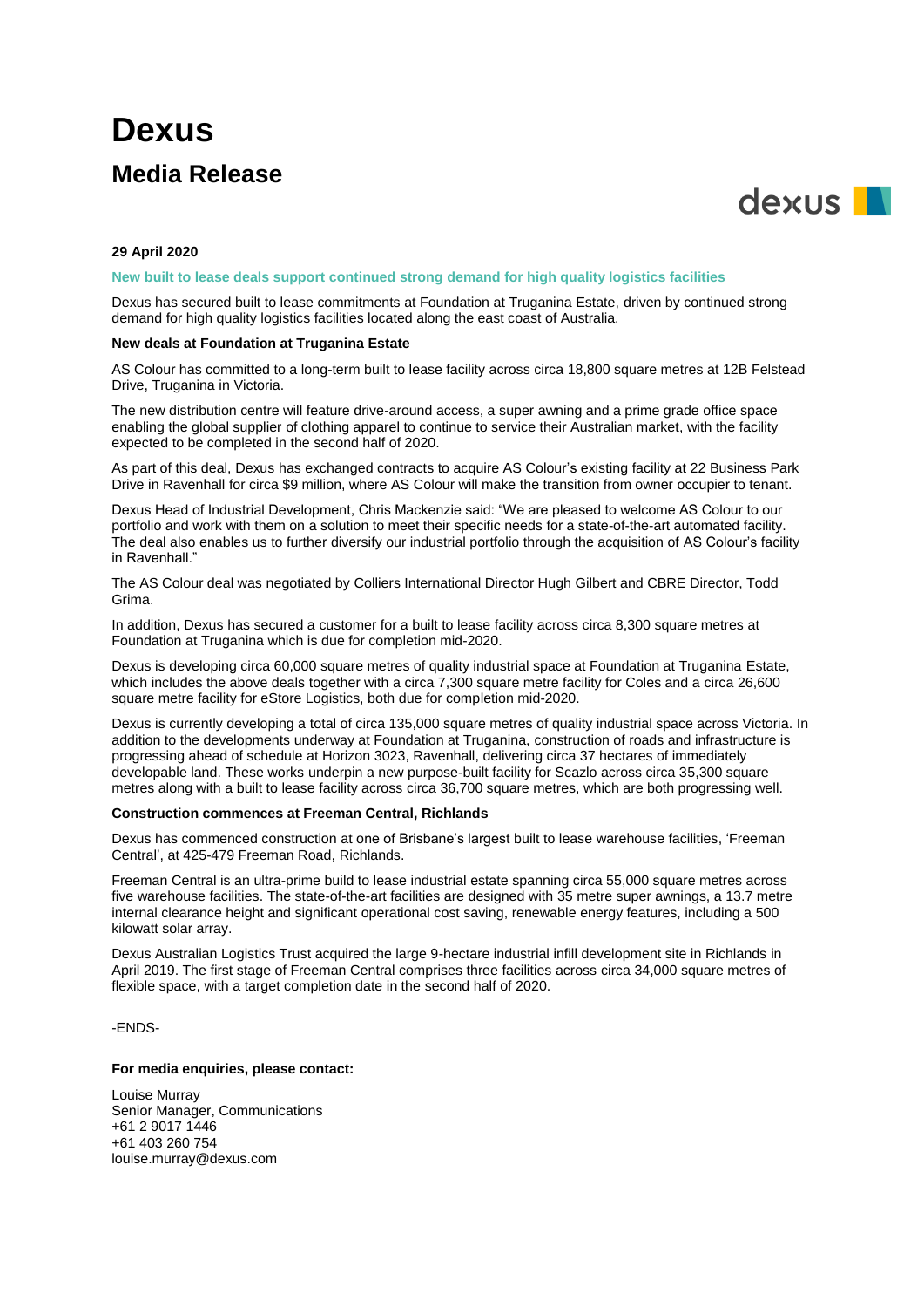# Dexus

## Media Release

**29 April 2020**

**New built to lease deals support continued strong demand for high quality logistics facilities**

Dexus has secured built to lease commitments at Foundation at Truganina Estate, driven by continued strong demand for high quality logistics facilities located along the east coast of Australia.

**New deals at Foundation at Truganina Estate**

AS Colour has committed to a long-term built to lease facility across circa 18,800 square metres at 12B Felstead Drive, Truganina in Victoria.

The new distribution centre will feature drive-around access, a super awning and a prime grade office space enabling the global supplier of clothing apparel to continue to service their Australian market, with the facility expected to be completed in the second half of 2020.

As part of this deal, Dexus has exchanged contracts to acquire AS Colour's existing facility at 22 Business Park Drive in Ravenhall for circa $9 million, where AS Colour will make the transition from owner occupier to tenant.

Dexus Head of Industrial Development, Chris Mackenzie said: "We are pleased to welcome AS Colour to our portfolio and work with them on a solution to meet their specific needs for a state-of-the-art automated facility. The deal also enables us to further diversify our industrial portfolio through the acquisition of AS Colour's facility in Ravenhall."

The AS Colour deal was negotiated by Colliers International Director Hugh Gilbert and CBRE Director, Todd Grima.

In addition, Dexus has secured a customer for a built to lease facility across circa 8,300 square metres at Foundation at Truganina which is due for completion mid-2020.

Dexus is developing circa 60,000 square metres of quality industrial space at Foundation at Truganina Estate, which includes the above deals together with a circa 7,300 square metre facility for Coles and a circa 26,600 square metre facility for eStore Logistics, both due for completion mid-2020.

Dexus is currently developing a total of circa 135,000 square metres of quality industrial space across Victoria. In addition to the developments underway at Foundation at Truganina, construction of roads and infrastructure is progressing ahead of schedule at Horizon 3023, Ravenhall, delivering circa 37 hectares of immediately developable land. These works underpin a new purpose-built facility for Scazlo across circa 35,300 square metres along with a built to lease facility across circa 36,700 square metres, which are both progressing well.

**Construction commences at Freeman Central, Richlands**

Dexus has commenced construction at one of Brisbane's largest built to lease warehouse facilities, 'Freeman Central', at 425-479 Freeman Road, Richlands.

Freeman Central is an ultra-prime build to lease industrial estate spanning circa 55,000 square metres across five warehouse facilities. The state-of-the-art facilities are designed with 35 metre super awnings, a 13.7 metre internal clearance height and significant operational cost saving, renewable energy features, including a 500 kilowatt solar array.

Dexus Australian Logistics Trust acquired the large 9-hectare industrial infill development site in Richlands in April 2019. The first stage of Freeman Central comprises three facilities across circa 34,000 square metres of flexible space, with a target completion date in the second half of 2020.

-ENDS-

**For media enquiries, please contact:**

Louise Murray
Senior Manager, Communications
+61 2 9017 1446
+61 403 260 754
louise.murray@dexus.com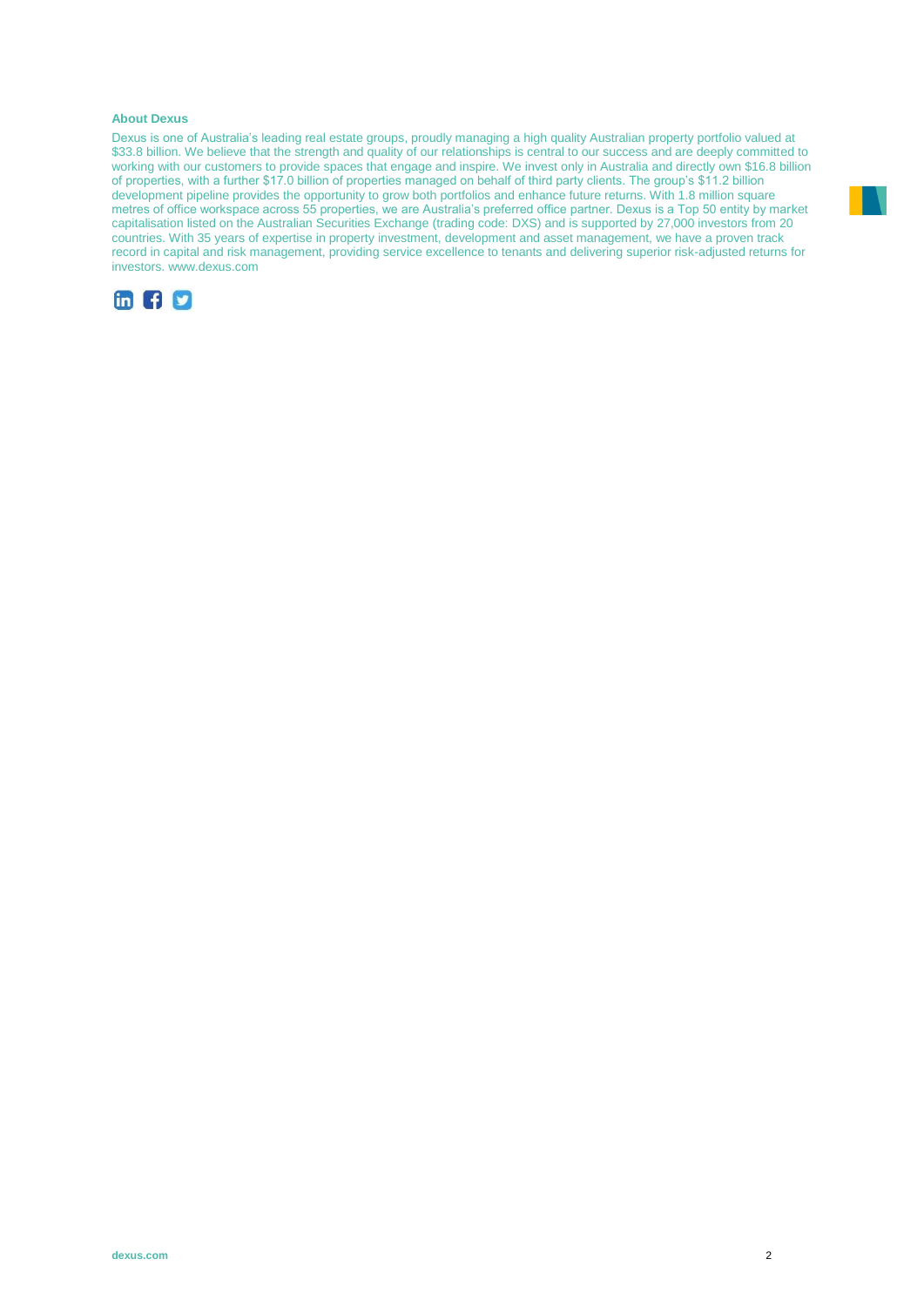**About Dexus**

Dexus is one of Australia's leading real estate groups, proudly managing a high quality Australian property portfolio valued at $33.8 billion. We believe that the strength and quality of our relationships is central to our success and are deeply committed to working with our customers to provide spaces that engage and inspire. We invest only in Australia and directly own $16.8 billion of properties, with a further $17.0 billion of properties managed on behalf of third party clients. The group's $11.2 billion development pipeline provides the opportunity to grow both portfolios and enhance future returns. With 1.8 million square metres of office workspace across 55 properties, we are Australia's preferred office partner. Dexus is a Top 50 entity by market capitalisation listed on the Australian Securities Exchange (trading code: DXS) and is supported by 27,000 investors from 20 countries. With 35 years of expertise in property investment, development and asset management, we have a proven track record in capital and risk management, providing service excellence to tenants and delivering superior risk-adjusted returns for investors. www.dexus.com